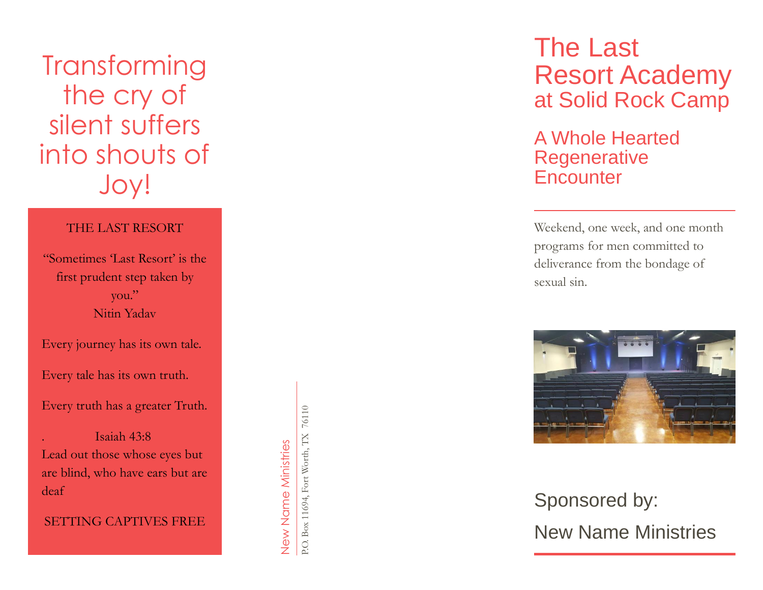# Transforming the cry of silent suffers into shouts of Joy!

THE LAST RESORT

"Sometimes 'Last Resort' is the first prudent step taken by you."
Nitin Yadav

Every journey has its own tale.

Every tale has its own truth.

Every truth has a greater Truth.

. Isaiah 43:8
Lead out those whose eyes but are blind, who have ears but are deaf

SETTING CAPTIVES FREE

New Name Ministries

P.O. Box 11694, Fort Worth, TX 76110

# The Last Resort Academy at Solid Rock Camp

## A Whole Hearted Regenerative Encounter

Weekend, one week, and one month programs for men committed to deliverance from the bondage of sexual sin.

Sponsored by:

New Name Ministries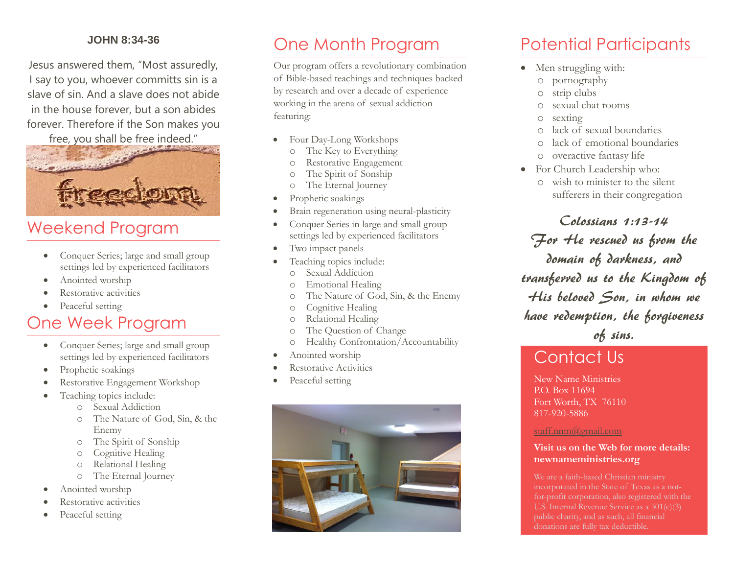**JOHN 8:34-36**

Jesus answered them, "Most assuredly, I say to you, whoever committs sin is a slave of sin. And a slave does not abide in the house forever, but a son abides forever. Therefore if the Son makes you free, you shall be free indeed."

## Weekend Program

- Conquer Series; large and small group settings led by experienced facilitators
- Anointed worship
- Restorative activities
- Peaceful setting

## One Week Program

- Conquer Series; large and small group settings led by experienced facilitators
- Prophetic soakings
- Restorative Engagement Workshop
- Teaching topics include:
  - Sexual Addiction
  - The Nature of God, Sin, & the Enemy
  - The Spirit of Sonship
  - Cognitive Healing
  - Relational Healing
  - The Eternal Journey
- Anointed worship
- Restorative activities
- Peaceful setting

## One Month Program

Our program offers a revolutionary combination of Bible-based teachings and techniques backed by research and over a decade of experience working in the arena of sexual addiction featuring:

- Four Day-Long Workshops
  - The Key to Everything
  - Restorative Engagement
  - The Spirit of Sonship
  - The Eternal Journey
- Prophetic soakings
- Brain regeneration using neural-plasticity
- Conquer Series in large and small group settings led by experienced facilitators
- Two impact panels
- Teaching topics include:
  - Sexual Addiction
  - Emotional Healing
  - The Nature of God, Sin, & the Enemy
  - Cognitive Healing
  - Relational Healing
  - The Question of Change
  - Healthy Confrontation/Accountability
- Anointed worship
- Restorative Activities
- Peaceful setting

## Potential Participants

- Men struggling with:
  - pornography
  - strip clubs
  - sexual chat rooms
  - sexting
  - lack of sexual boundaries
  - lack of emotional boundaries
  - overactive fantasy life
- For Church Leadership who:
  - wish to minister to the silent sufferers in their congregation

*Colossians 1:13-14*
*For He rescued us from the domain of darkness, and transferred us to the Kingdom of His beloved Son, in whom we have redemption, the forgiveness of sins.*

## Contact Us

New Name Ministries
P.O. Box 11694
Fort Worth, TX 76110
817-920-5886

staff.nnm@gmail.com

**Visit us on the Web for more details: newnameministries.org**

We are a faith-based Christian ministry incorporated in the State of Texas as a not-for-profit corporation, also registered with the U.S. Internal Revenue Service as a 501(c)(3) public charity, and as such, all financial donations are fully tax deductible.